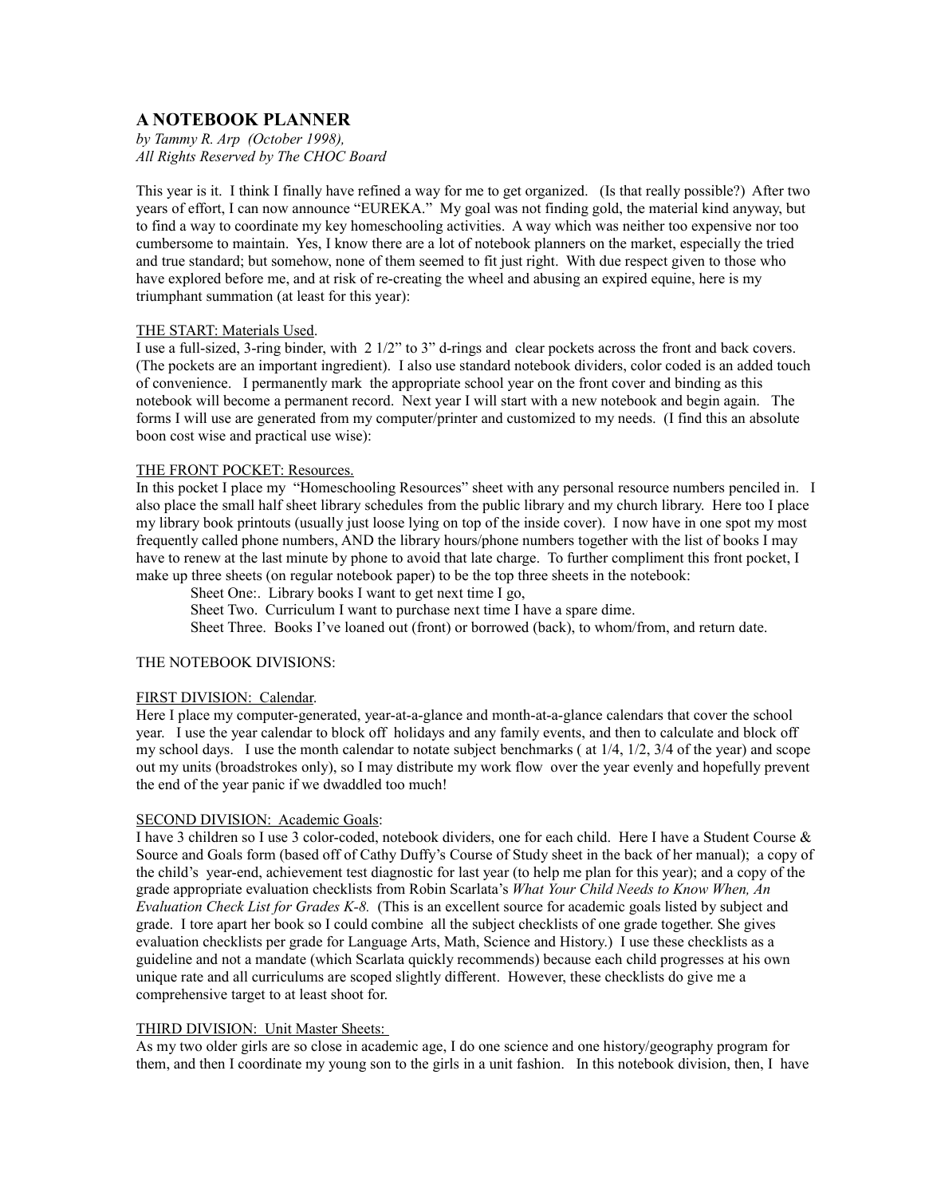## A NOTEBOOK PLANNER

*by Tammy R. Arp (October 1998),*
*All Rights Reserved by The CHOC Board*

This year is it. I think I finally have refined a way for me to get organized. (Is that really possible?) After two years of effort, I can now announce "EUREKA." My goal was not finding gold, the material kind anyway, but to find a way to coordinate my key homeschooling activities. A way which was neither too expensive nor too cumbersome to maintain. Yes, I know there are a lot of notebook planners on the market, especially the tried and true standard; but somehow, none of them seemed to fit just right. With due respect given to those who have explored before me, and at risk of re-creating the wheel and abusing an expired equine, here is my triumphant summation (at least for this year):

THE START: Materials Used.
I use a full-sized, 3-ring binder, with 2 1/2" to 3" d-rings and clear pockets across the front and back covers. (The pockets are an important ingredient). I also use standard notebook dividers, color coded is an added touch of convenience. I permanently mark the appropriate school year on the front cover and binding as this notebook will become a permanent record. Next year I will start with a new notebook and begin again. The forms I will use are generated from my computer/printer and customized to my needs. (I find this an absolute boon cost wise and practical use wise):

THE FRONT POCKET: Resources.
In this pocket I place my "Homeschooling Resources" sheet with any personal resource numbers penciled in. I also place the small half sheet library schedules from the public library and my church library. Here too I place my library book printouts (usually just loose lying on top of the inside cover). I now have in one spot my most frequently called phone numbers, AND the library hours/phone numbers together with the list of books I may have to renew at the last minute by phone to avoid that late charge. To further compliment this front pocket, I make up three sheets (on regular notebook paper) to be the top three sheets in the notebook:

Sheet One:. Library books I want to get next time I go,
Sheet Two. Curriculum I want to purchase next time I have a spare dime.
Sheet Three. Books I've loaned out (front) or borrowed (back), to whom/from, and return date.

THE NOTEBOOK DIVISIONS:

FIRST DIVISION: Calendar.
Here I place my computer-generated, year-at-a-glance and month-at-a-glance calendars that cover the school year. I use the year calendar to block off holidays and any family events, and then to calculate and block off my school days. I use the month calendar to notate subject benchmarks ( at 1/4, 1/2, 3/4 of the year) and scope out my units (broadstrokes only), so I may distribute my work flow over the year evenly and hopefully prevent the end of the year panic if we dwaddled too much!

SECOND DIVISION: Academic Goals:
I have 3 children so I use 3 color-coded, notebook dividers, one for each child. Here I have a Student Course & Source and Goals form (based off of Cathy Duffy's Course of Study sheet in the back of her manual); a copy of the child's year-end, achievement test diagnostic for last year (to help me plan for this year); and a copy of the grade appropriate evaluation checklists from Robin Scarlata's *What Your Child Needs to Know When, An Evaluation Check List for Grades K-8.* (This is an excellent source for academic goals listed by subject and grade. I tore apart her book so I could combine all the subject checklists of one grade together. She gives evaluation checklists per grade for Language Arts, Math, Science and History.) I use these checklists as a guideline and not a mandate (which Scarlata quickly recommends) because each child progresses at his own unique rate and all curriculums are scoped slightly different. However, these checklists do give me a comprehensive target to at least shoot for.

THIRD DIVISION: Unit Master Sheets:
As my two older girls are so close in academic age, I do one science and one history/geography program for them, and then I coordinate my young son to the girls in a unit fashion. In this notebook division, then, I have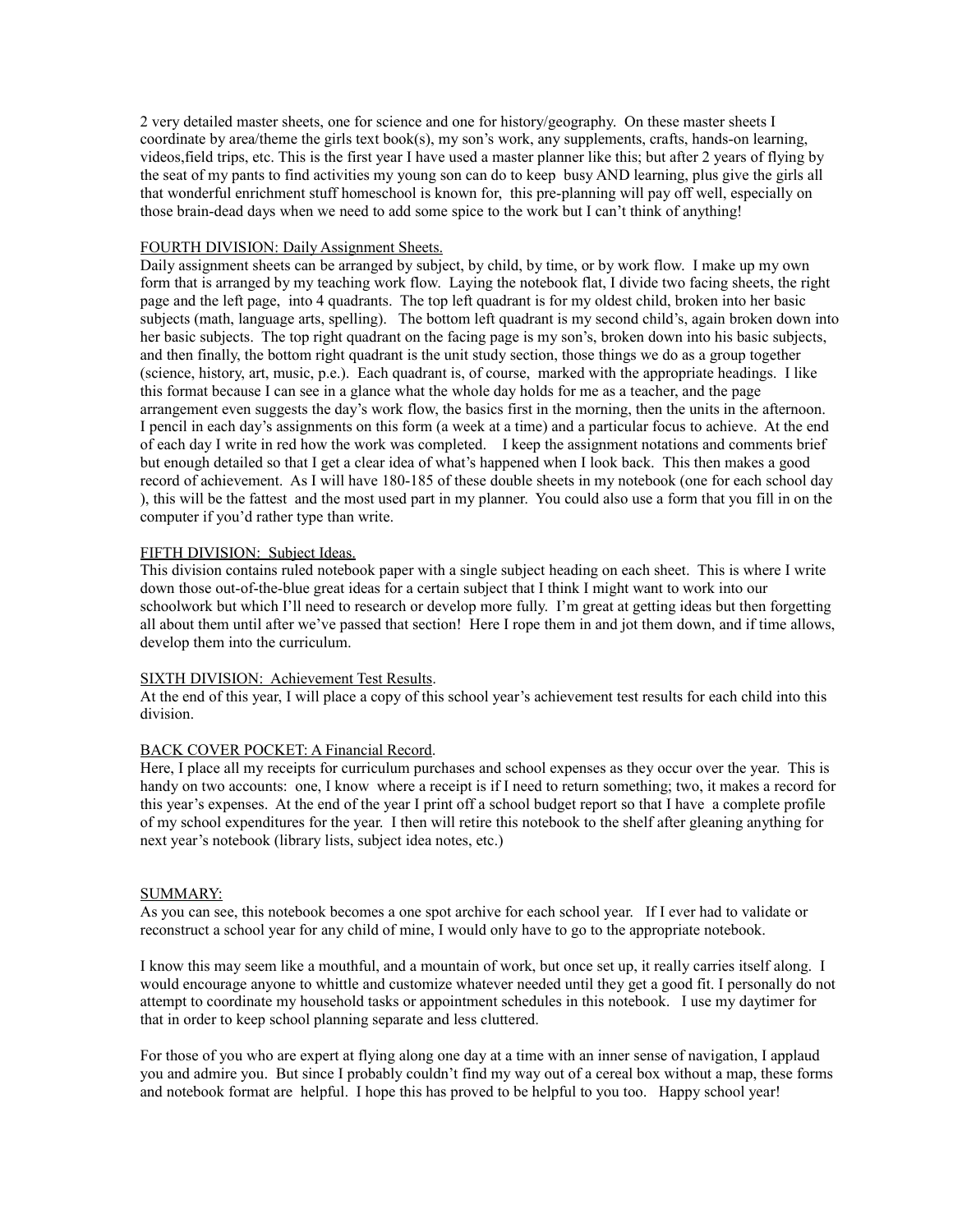2 very detailed master sheets, one for science and one for history/geography. On these master sheets I coordinate by area/theme the girls text book(s), my son's work, any supplements, crafts, hands-on learning, videos,field trips, etc. This is the first year I have used a master planner like this; but after 2 years of flying by the seat of my pants to find activities my young son can do to keep busy AND learning, plus give the girls all that wonderful enrichment stuff homeschool is known for, this pre-planning will pay off well, especially on those brain-dead days when we need to add some spice to the work but I can't think of anything!

FOURTH DIVISION: Daily Assignment Sheets.

Daily assignment sheets can be arranged by subject, by child, by time, or by work flow. I make up my own form that is arranged by my teaching work flow. Laying the notebook flat, I divide two facing sheets, the right page and the left page, into 4 quadrants. The top left quadrant is for my oldest child, broken into her basic subjects (math, language arts, spelling). The bottom left quadrant is my second child's, again broken down into her basic subjects. The top right quadrant on the facing page is my son's, broken down into his basic subjects, and then finally, the bottom right quadrant is the unit study section, those things we do as a group together (science, history, art, music, p.e.). Each quadrant is, of course, marked with the appropriate headings. I like this format because I can see in a glance what the whole day holds for me as a teacher, and the page arrangement even suggests the day's work flow, the basics first in the morning, then the units in the afternoon. I pencil in each day's assignments on this form (a week at a time) and a particular focus to achieve. At the end of each day I write in red how the work was completed. I keep the assignment notations and comments brief but enough detailed so that I get a clear idea of what's happened when I look back. This then makes a good record of achievement. As I will have 180-185 of these double sheets in my notebook (one for each school day ), this will be the fattest and the most used part in my planner. You could also use a form that you fill in on the computer if you'd rather type than write.

FIFTH DIVISION: Subject Ideas.

This division contains ruled notebook paper with a single subject heading on each sheet. This is where I write down those out-of-the-blue great ideas for a certain subject that I think I might want to work into our schoolwork but which I'll need to research or develop more fully. I'm great at getting ideas but then forgetting all about them until after we've passed that section! Here I rope them in and jot them down, and if time allows, develop them into the curriculum.

SIXTH DIVISION: Achievement Test Results.

At the end of this year, I will place a copy of this school year's achievement test results for each child into this division.

BACK COVER POCKET: A Financial Record.

Here, I place all my receipts for curriculum purchases and school expenses as they occur over the year. This is handy on two accounts: one, I know where a receipt is if I need to return something; two, it makes a record for this year's expenses. At the end of the year I print off a school budget report so that I have a complete profile of my school expenditures for the year. I then will retire this notebook to the shelf after gleaning anything for next year's notebook (library lists, subject idea notes, etc.)

SUMMARY:

As you can see, this notebook becomes a one spot archive for each school year. If I ever had to validate or reconstruct a school year for any child of mine, I would only have to go to the appropriate notebook.

I know this may seem like a mouthful, and a mountain of work, but once set up, it really carries itself along. I would encourage anyone to whittle and customize whatever needed until they get a good fit. I personally do not attempt to coordinate my household tasks or appointment schedules in this notebook. I use my daytimer for that in order to keep school planning separate and less cluttered.

For those of you who are expert at flying along one day at a time with an inner sense of navigation, I applaud you and admire you. But since I probably couldn't find my way out of a cereal box without a map, these forms and notebook format are helpful. I hope this has proved to be helpful to you too. Happy school year!